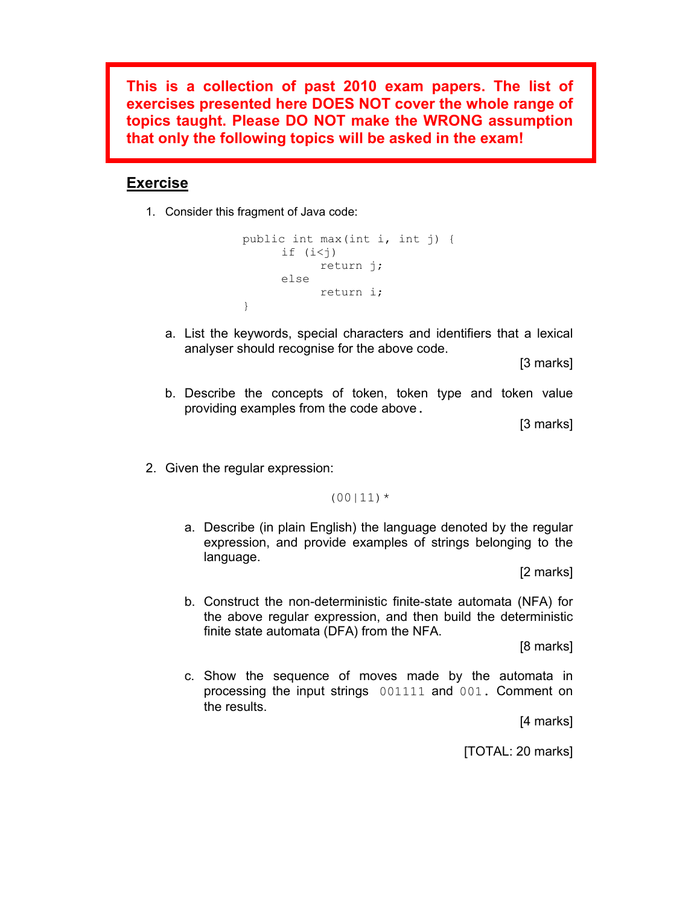**This is a collection of past 2010 exam papers. The list of exercises presented here DOES NOT cover the whole range of topics taught. Please DO NOT make the WRONG assumption that only the following topics will be asked in the exam!**

## Exercise

1. Consider this fragment of Java code:

```
public int max(int i, int j) {
      if (i<j)
            return j;
      else
            return i;
}
```

   a. List the keywords, special characters and identifiers that a lexical analyser should recognise for the above code.

   [3 marks]

   b. Describe the concepts of token, token type and token value providing examples from the code above.

   [3 marks]

2. Given the regular expression:

   `(00|11)*`

   a. Describe (in plain English) the language denoted by the regular expression, and provide examples of strings belonging to the language.

   [2 marks]

   b. Construct the non-deterministic finite-state automata (NFA) for the above regular expression, and then build the deterministic finite state automata (DFA) from the NFA.

   [8 marks]

   c. Show the sequence of moves made by the automata in processing the input strings `001111` and `001`. Comment on the results.

   [4 marks]

[TOTAL: 20 marks]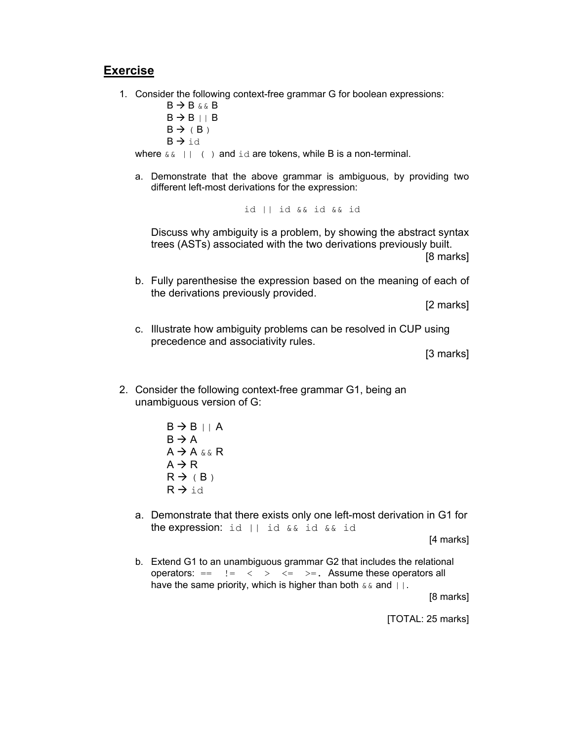## Exercise

1. Consider the following context-free grammar G for boolean expressions:

   B → B `&&` B
   B → B `||` B
   B → `(` B `)`
   B → `id`

   where `&&` `||` `(` `)` and `id` are tokens, while B is a non-terminal.

   a. Demonstrate that the above grammar is ambiguous, by providing two different left-most derivations for the expression:

      `id || id && id && id`

      Discuss why ambiguity is a problem, by showing the abstract syntax trees (ASTs) associated with the two derivations previously built.

      [8 marks]

   b. Fully parenthesise the expression based on the meaning of each of the derivations previously provided.

      [2 marks]

   c. Illustrate how ambiguity problems can be resolved in CUP using precedence and associativity rules.

      [3 marks]

2. Consider the following context-free grammar G1, being an unambiguous version of G:

   B → B `||` A
   B → A
   A → A `&&` R
   A → R
   R → `(` B `)`
   R → `id`

   a. Demonstrate that there exists only one left-most derivation in G1 for the expression: `id || id && id && id`

      [4 marks]

   b. Extend G1 to an unambiguous grammar G2 that includes the relational operators: `==` `!=` `<` `>` `<=` `>=`. Assume these operators all have the same priority, which is higher than both `&&` and `||`.

      [8 marks]

[TOTAL: 25 marks]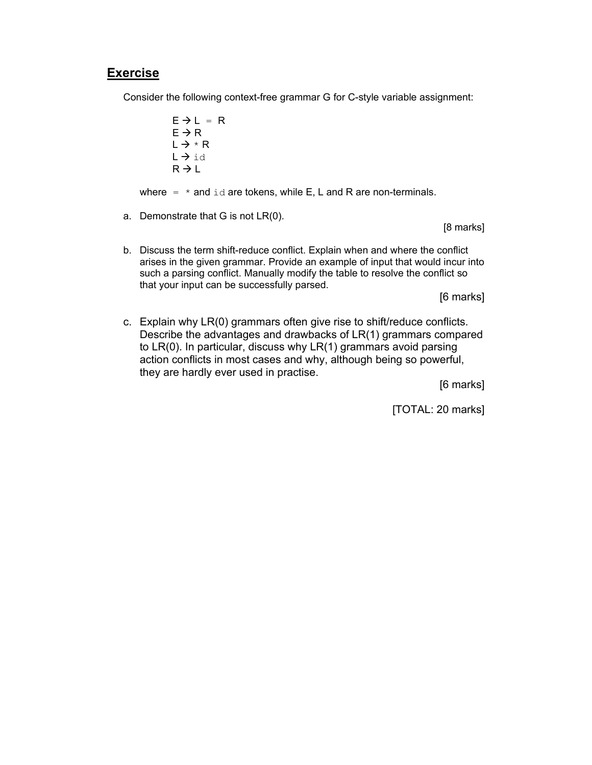## Exercise

Consider the following context-free grammar G for C-style variable assignment:

```
E → L = R
E → R
L → * R
L → id
R → L
```

where `=` `*` and `id` are tokens, while E, L and R are non-terminals.

a. Demonstrate that G is not LR(0).

[8 marks]

b. Discuss the term shift-reduce conflict. Explain when and where the conflict arises in the given grammar. Provide an example of input that would incur into such a parsing conflict. Manually modify the table to resolve the conflict so that your input can be successfully parsed.

[6 marks]

c. Explain why LR(0) grammars often give rise to shift/reduce conflicts. Describe the advantages and drawbacks of LR(1) grammars compared to LR(0). In particular, discuss why LR(1) grammars avoid parsing action conflicts in most cases and why, although being so powerful, they are hardly ever used in practise.

[6 marks]

[TOTAL: 20 marks]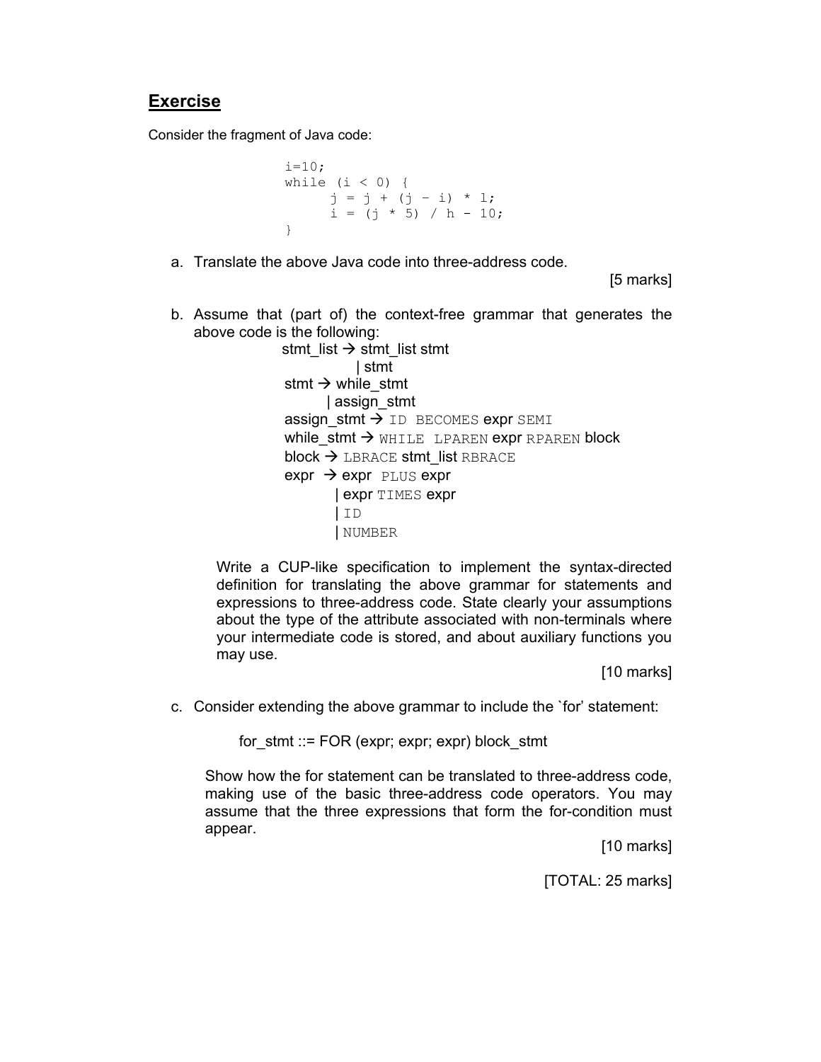## Exercise

Consider the fragment of Java code:

```
i=10;
while (i < 0) {
      j = j + (j - i) * l;
      i = (j * 5) / h - 10;
}
```

a. Translate the above Java code into three-address code.

[5 marks]

b. Assume that (part of) the context-free grammar that generates the above code is the following:

```
stmt_list → stmt_list stmt
          | stmt
stmt → while_stmt
     | assign_stmt
assign_stmt → ID BECOMES expr SEMI
while_stmt → WHILE LPAREN expr RPAREN block
block → LBRACE stmt_list RBRACE
expr → expr PLUS expr
     | expr TIMES expr
     | ID
     | NUMBER
```

Write a CUP-like specification to implement the syntax-directed definition for translating the above grammar for statements and expressions to three-address code. State clearly your assumptions about the type of the attribute associated with non-terminals where your intermediate code is stored, and about auxiliary functions you may use.

[10 marks]

c. Consider extending the above grammar to include the `for' statement:

for_stmt ::= FOR (expr; expr; expr) block_stmt

Show how the for statement can be translated to three-address code, making use of the basic three-address code operators. You may assume that the three expressions that form the for-condition must appear.

[10 marks]

[TOTAL: 25 marks]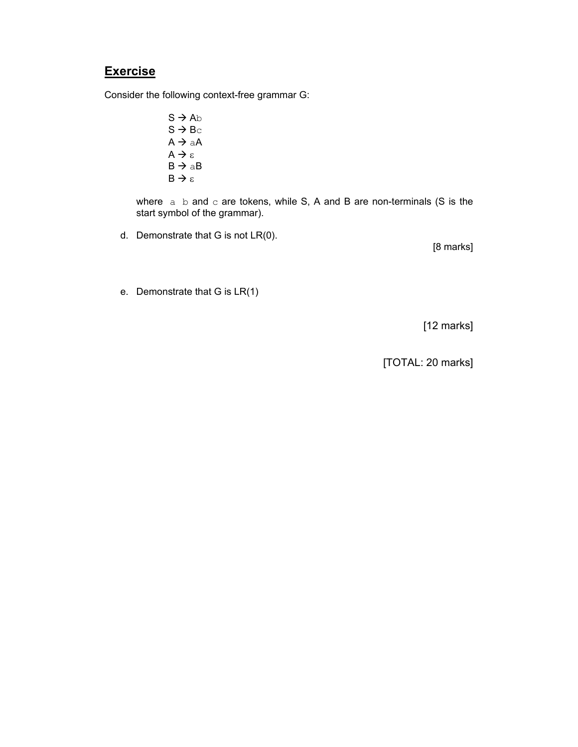## Exercise

Consider the following context-free grammar G:

S → Ab
S → Bc
A → aA
A → ε
B → aB
B → ε

where a b and c are tokens, while S, A and B are non-terminals (S is the start symbol of the grammar).

d. Demonstrate that G is not LR(0).

[8 marks]

e. Demonstrate that G is LR(1)

[12 marks]

[TOTAL: 20 marks]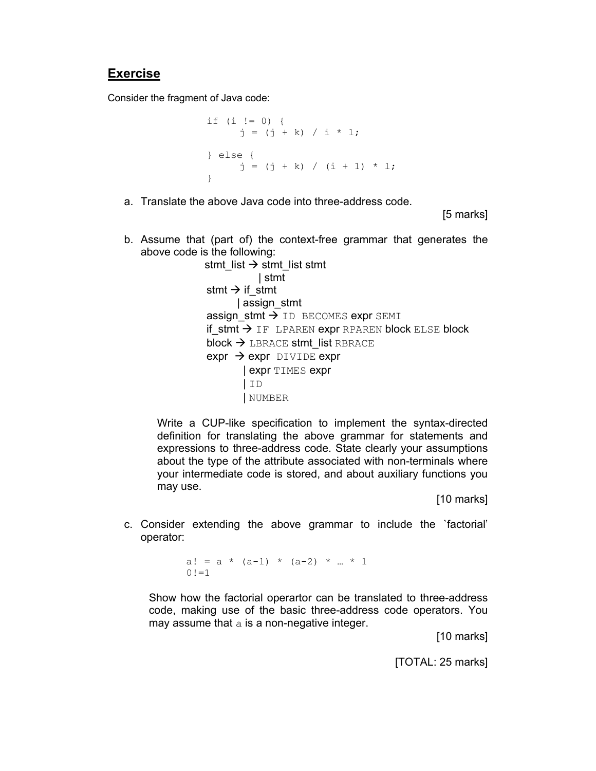## Exercise

Consider the fragment of Java code:

```
if (i != 0) {
      j = (j + k) / i * l;

} else {
      j = (j + k) / (i + 1) * l;
}
```

a. Translate the above Java code into three-address code.

[5 marks]

b. Assume that (part of) the context-free grammar that generates the above code is the following:

```
stmt_list → stmt_list stmt
          | stmt
stmt → if_stmt
     | assign_stmt
assign_stmt → ID BECOMES expr SEMI
if_stmt → IF LPAREN expr RPAREN block ELSE block
block → LBRACE stmt_list RBRACE
expr → expr DIVIDE expr
     | expr TIMES expr
     | ID
     | NUMBER
```

Write a CUP-like specification to implement the syntax-directed definition for translating the above grammar for statements and expressions to three-address code. State clearly your assumptions about the type of the attribute associated with non-terminals where your intermediate code is stored, and about auxiliary functions you may use.

[10 marks]

c. Consider extending the above grammar to include the `factorial' operator:

```
a! = a * (a-1) * (a-2) * … * 1
0!=1
```

Show how the factorial operartor can be translated to three-address code, making use of the basic three-address code operators. You may assume that a is a non-negative integer.

[10 marks]

[TOTAL: 25 marks]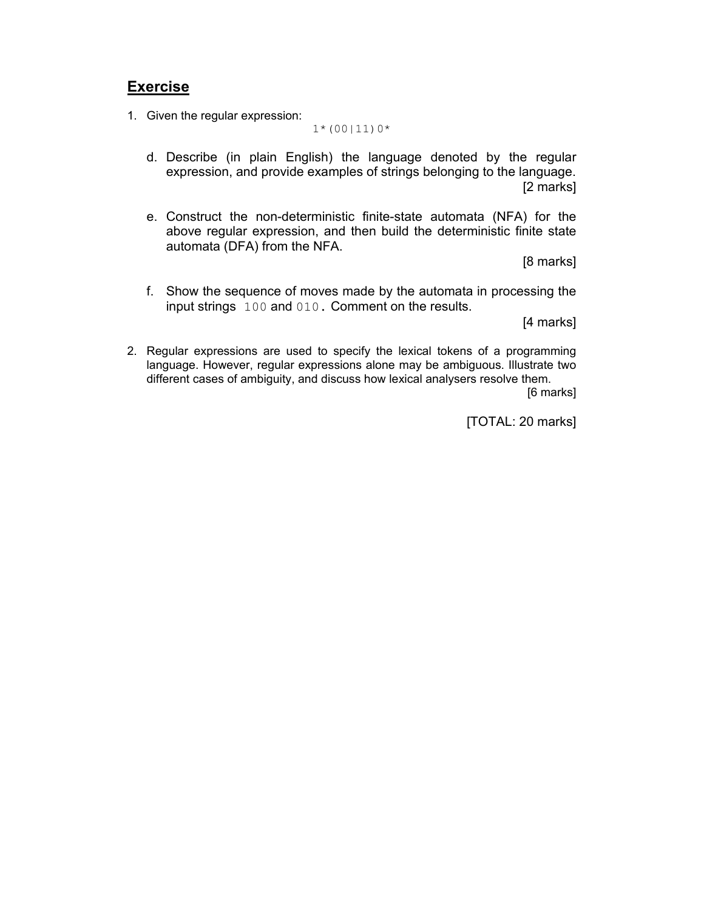## Exercise

1. Given the regular expression:

```
1*(00|11)0*
```

   d. Describe (in plain English) the language denoted by the regular expression, and provide examples of strings belonging to the language.
   [2 marks]

   e. Construct the non-deterministic finite-state automata (NFA) for the above regular expression, and then build the deterministic finite state automata (DFA) from the NFA.
   [8 marks]

   f. Show the sequence of moves made by the automata in processing the input strings `100` and `010`. Comment on the results.
   [4 marks]

2. Regular expressions are used to specify the lexical tokens of a programming language. However, regular expressions alone may be ambiguous. Illustrate two different cases of ambiguity, and discuss how lexical analysers resolve them.
   [6 marks]

[TOTAL: 20 marks]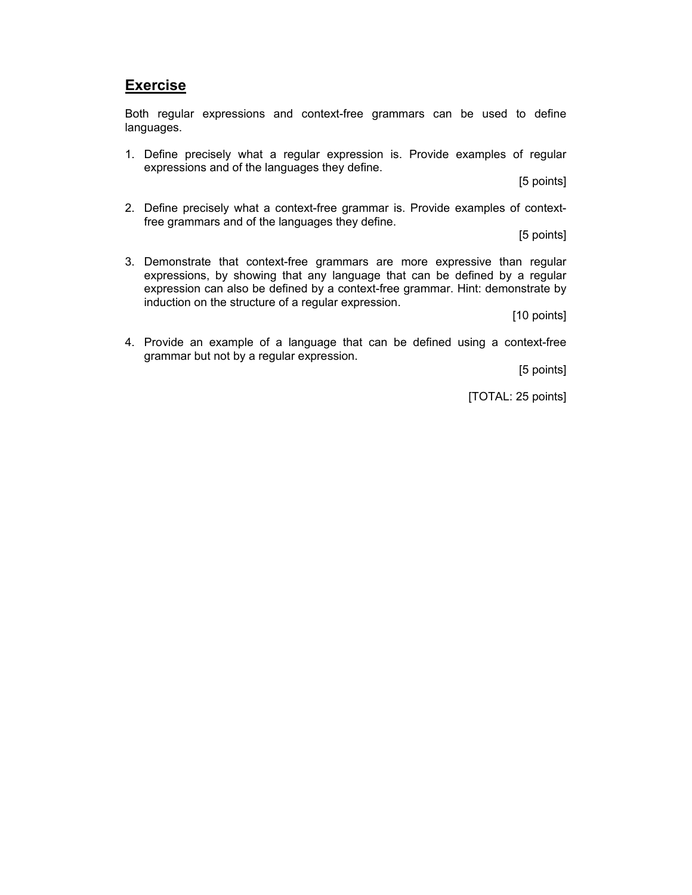## Exercise

Both regular expressions and context-free grammars can be used to define languages.

1. Define precisely what a regular expression is. Provide examples of regular expressions and of the languages they define.

   [5 points]

2. Define precisely what a context-free grammar is. Provide examples of context-free grammars and of the languages they define.

   [5 points]

3. Demonstrate that context-free grammars are more expressive than regular expressions, by showing that any language that can be defined by a regular expression can also be defined by a context-free grammar. Hint: demonstrate by induction on the structure of a regular expression.

   [10 points]

4. Provide an example of a language that can be defined using a context-free grammar but not by a regular expression.

   [5 points]

[TOTAL: 25 points]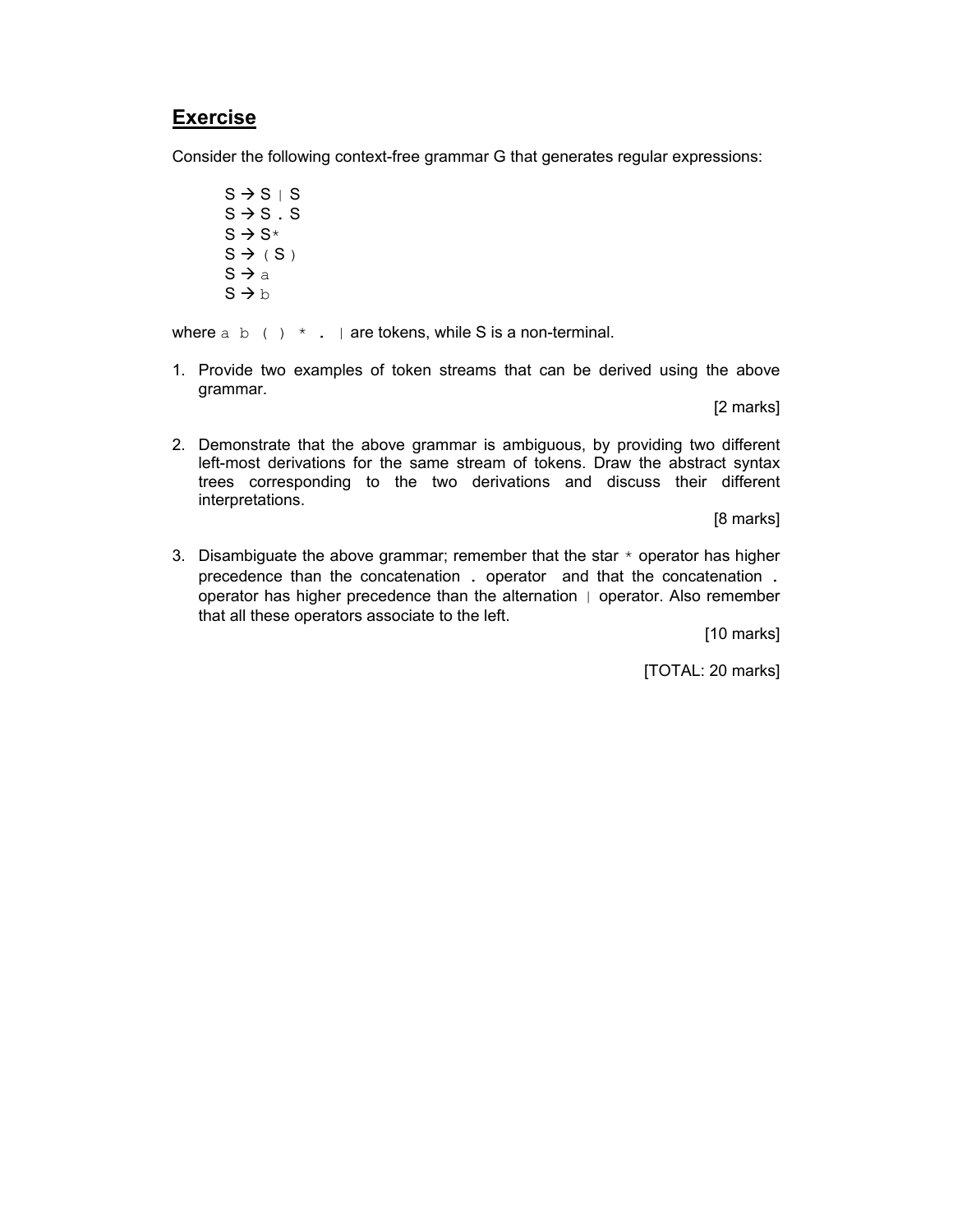## Exercise

Consider the following context-free grammar G that generates regular expressions:

```
S → S | S
S → S . S
S → S*
S → ( S )
S → a
S → b
```

where `a b ( ) * . |` are tokens, while S is a non-terminal.

1. Provide two examples of token streams that can be derived using the above grammar.

   [2 marks]

2. Demonstrate that the above grammar is ambiguous, by providing two different left-most derivations for the same stream of tokens. Draw the abstract syntax trees corresponding to the two derivations and discuss their different interpretations.

   [8 marks]

3. Disambiguate the above grammar; remember that the star `*` operator has higher precedence than the concatenation `.` operator and that the concatenation `.` operator has higher precedence than the alternation `|` operator. Also remember that all these operators associate to the left.

   [10 marks]

[TOTAL: 20 marks]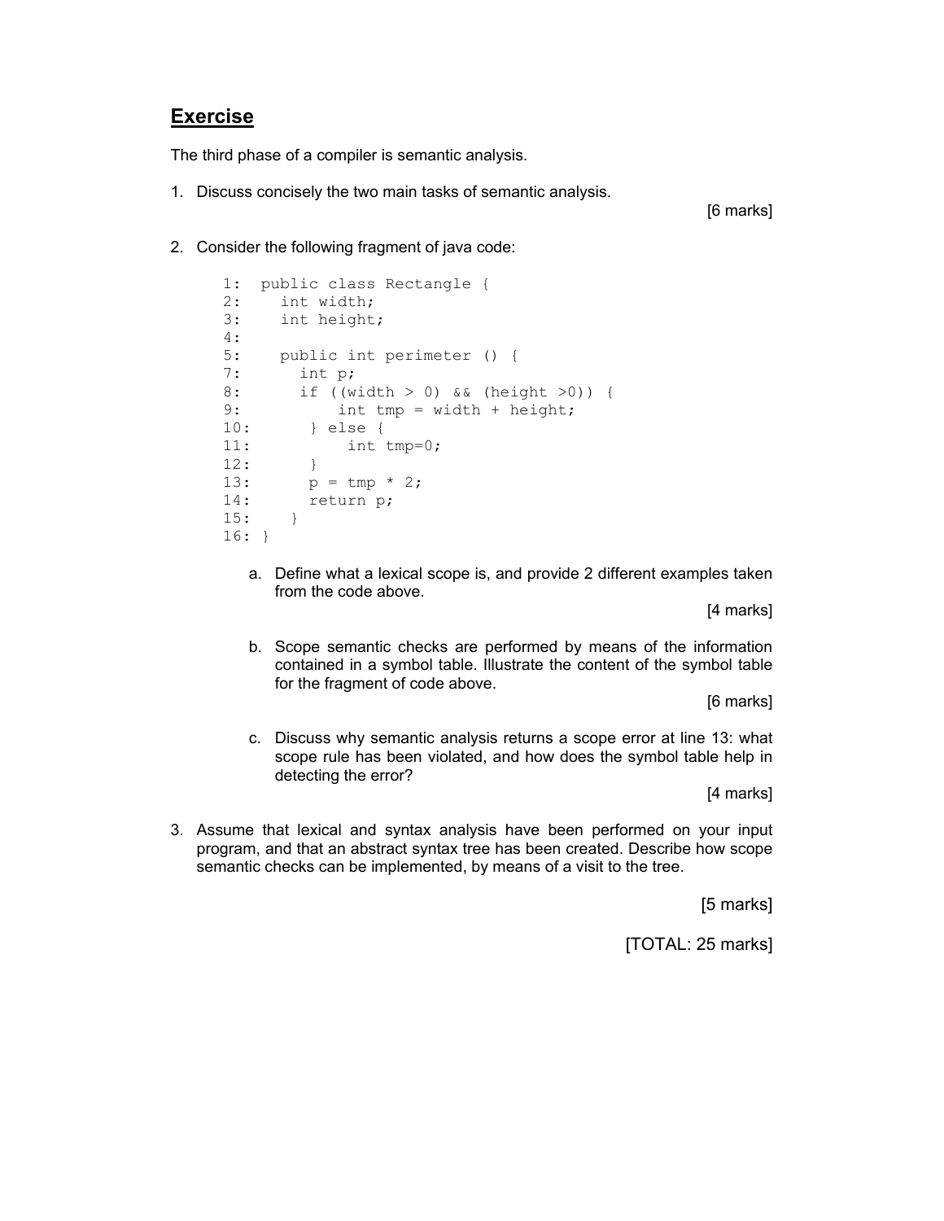# Exercise

The third phase of a compiler is semantic analysis.

1. Discuss concisely the two main tasks of semantic analysis.

   [6 marks]

2. Consider the following fragment of java code:

```
1:  public class Rectangle {
2:    int width;
3:    int height;
4:
5:    public int perimeter () {
7:      int p;
8:      if ((width > 0) && (height >0)) {
9:          int tmp = width + height;
10:      } else {
11:          int tmp=0;
12:      }
13:      p = tmp * 2;
14:      return p;
15:    }
16: }
```

   a. Define what a lexical scope is, and provide 2 different examples taken from the code above.

      [4 marks]

   b. Scope semantic checks are performed by means of the information contained in a symbol table. Illustrate the content of the symbol table for the fragment of code above.

      [6 marks]

   c. Discuss why semantic analysis returns a scope error at line 13: what scope rule has been violated, and how does the symbol table help in detecting the error?

      [4 marks]

3. Assume that lexical and syntax analysis have been performed on your input program, and that an abstract syntax tree has been created. Describe how scope semantic checks can be implemented, by means of a visit to the tree.

   [5 marks]

[TOTAL: 25 marks]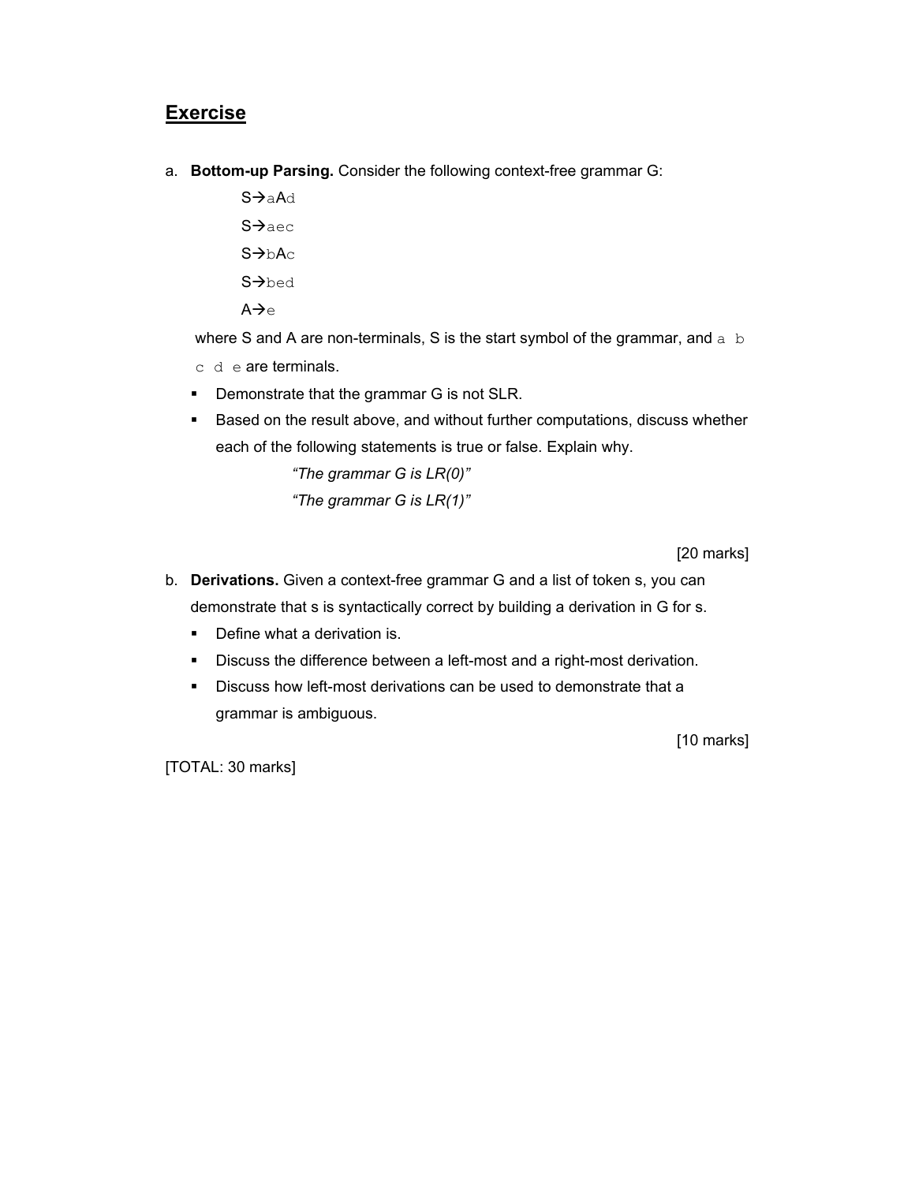## Exercise

a. **Bottom-up Parsing.** Consider the following context-free grammar G:

$S \rightarrow aAd$

$S \rightarrow aec$

$S \rightarrow bAc$

$S \rightarrow bed$

$A \rightarrow e$

where S and A are non-terminals, S is the start symbol of the grammar, and `a b c d e` are terminals.

- Demonstrate that the grammar G is not SLR.
- Based on the result above, and without further computations, discuss whether each of the following statements is true or false. Explain why.

  *"The grammar G is LR(0)"*

  *"The grammar G is LR(1)"*

[20 marks]

b. **Derivations.** Given a context-free grammar G and a list of token s, you can demonstrate that s is syntactically correct by building a derivation in G for s.

- Define what a derivation is.
- Discuss the difference between a left-most and a right-most derivation.
- Discuss how left-most derivations can be used to demonstrate that a grammar is ambiguous.

[10 marks]

[TOTAL: 30 marks]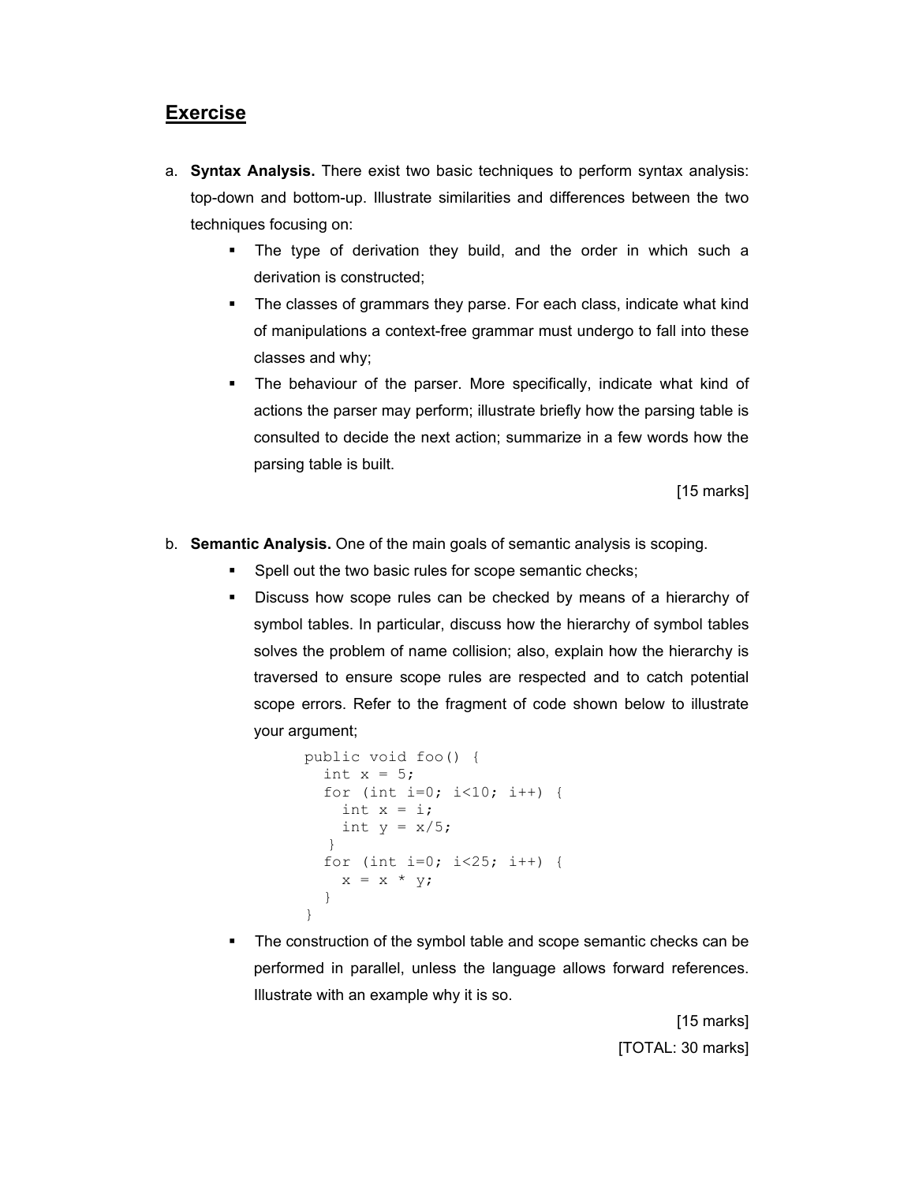## Exercise

a. **Syntax Analysis.** There exist two basic techniques to perform syntax analysis: top-down and bottom-up. Illustrate similarities and differences between the two techniques focusing on:

- The type of derivation they build, and the order in which such a derivation is constructed;
- The classes of grammars they parse. For each class, indicate what kind of manipulations a context-free grammar must undergo to fall into these classes and why;
- The behaviour of the parser. More specifically, indicate what kind of actions the parser may perform; illustrate briefly how the parsing table is consulted to decide the next action; summarize in a few words how the parsing table is built.

[15 marks]

b. **Semantic Analysis.** One of the main goals of semantic analysis is scoping.

- Spell out the two basic rules for scope semantic checks;
- Discuss how scope rules can be checked by means of a hierarchy of symbol tables. In particular, discuss how the hierarchy of symbol tables solves the problem of name collision; also, explain how the hierarchy is traversed to ensure scope rules are respected and to catch potential scope errors. Refer to the fragment of code shown below to illustrate your argument;

```
public void foo() {
  int x = 5;
  for (int i=0; i<10; i++) {
    int x = i;
    int y = x/5;
   }
  for (int i=0; i<25; i++) {
    x = x * y;
  }
}
```

- The construction of the symbol table and scope semantic checks can be performed in parallel, unless the language allows forward references. Illustrate with an example why it is so.

[15 marks]

[TOTAL: 30 marks]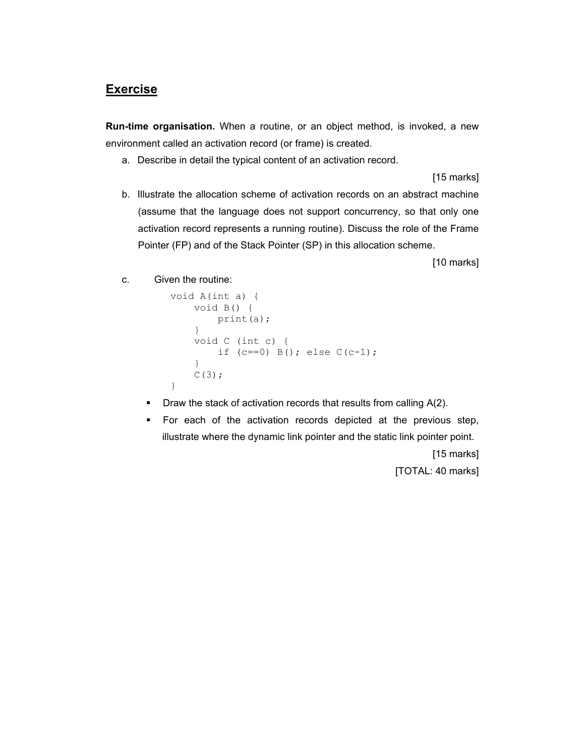## Exercise

**Run-time organisation.** When a routine, or an object method, is invoked, a new environment called an activation record (or frame) is created.

a. Describe in detail the typical content of an activation record.

[15 marks]

b. Illustrate the allocation scheme of activation records on an abstract machine (assume that the language does not support concurrency, so that only one activation record represents a running routine). Discuss the role of the Frame Pointer (FP) and of the Stack Pointer (SP) in this allocation scheme.

[10 marks]

c. Given the routine:

```
void A(int a) {
    void B() {
        print(a);
    }
    void C (int c) {
        if (c==0) B(); else C(c-1);
    }
    C(3);
}
```

- Draw the stack of activation records that results from calling A(2).
- For each of the activation records depicted at the previous step, illustrate where the dynamic link pointer and the static link pointer point.

[15 marks]

[TOTAL: 40 marks]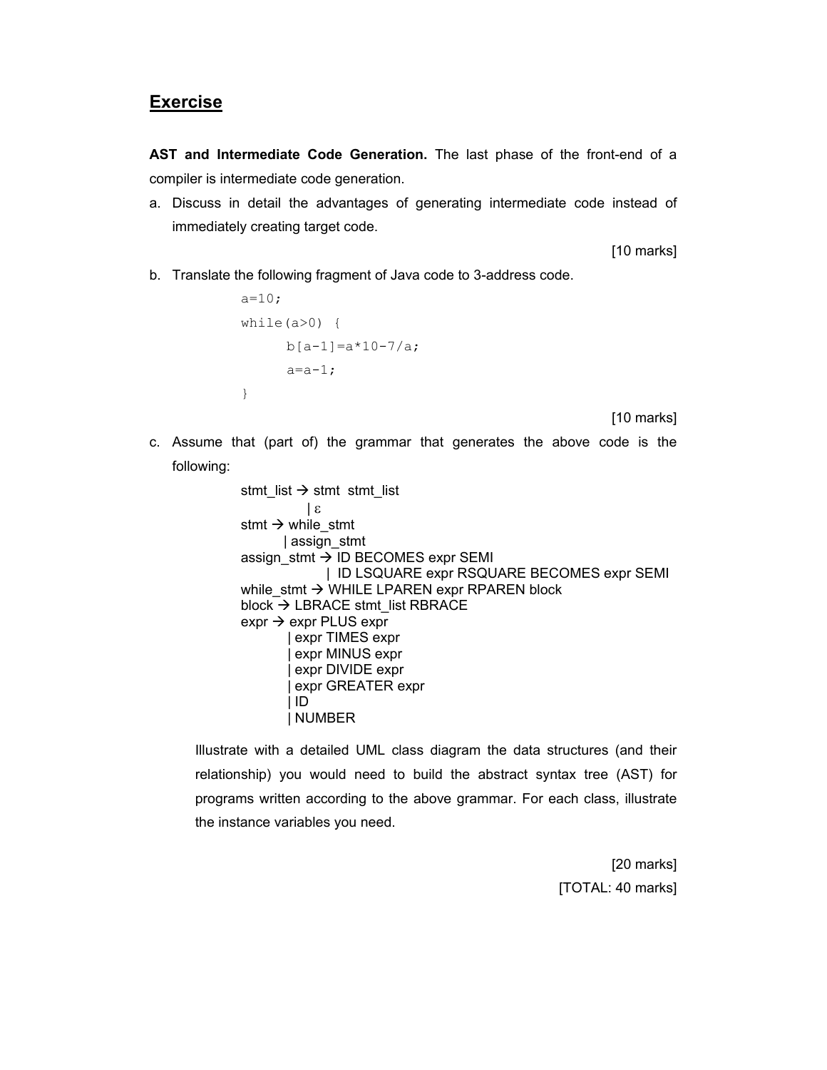## Exercise

**AST and Intermediate Code Generation.** The last phase of the front-end of a compiler is intermediate code generation.

a. Discuss in detail the advantages of generating intermediate code instead of immediately creating target code.

[10 marks]

b. Translate the following fragment of Java code to 3-address code.

```
a=10;
while(a>0) {
      b[a-1]=a*10-7/a;
      a=a-1;
}
```

[10 marks]

c. Assume that (part of) the grammar that generates the above code is the following:

```
stmt_list → stmt  stmt_list
          | ε
stmt → while_stmt
     | assign_stmt
assign_stmt → ID BECOMES expr SEMI
            | ID LSQUARE expr RSQUARE BECOMES expr SEMI
while_stmt → WHILE LPAREN expr RPAREN block
block → LBRACE stmt_list RBRACE
expr → expr PLUS expr
     | expr TIMES expr
     | expr MINUS expr
     | expr DIVIDE expr
     | expr GREATER expr
     | ID
     | NUMBER
```

Illustrate with a detailed UML class diagram the data structures (and their relationship) you would need to build the abstract syntax tree (AST) for programs written according to the above grammar. For each class, illustrate the instance variables you need.

[20 marks]

[TOTAL: 40 marks]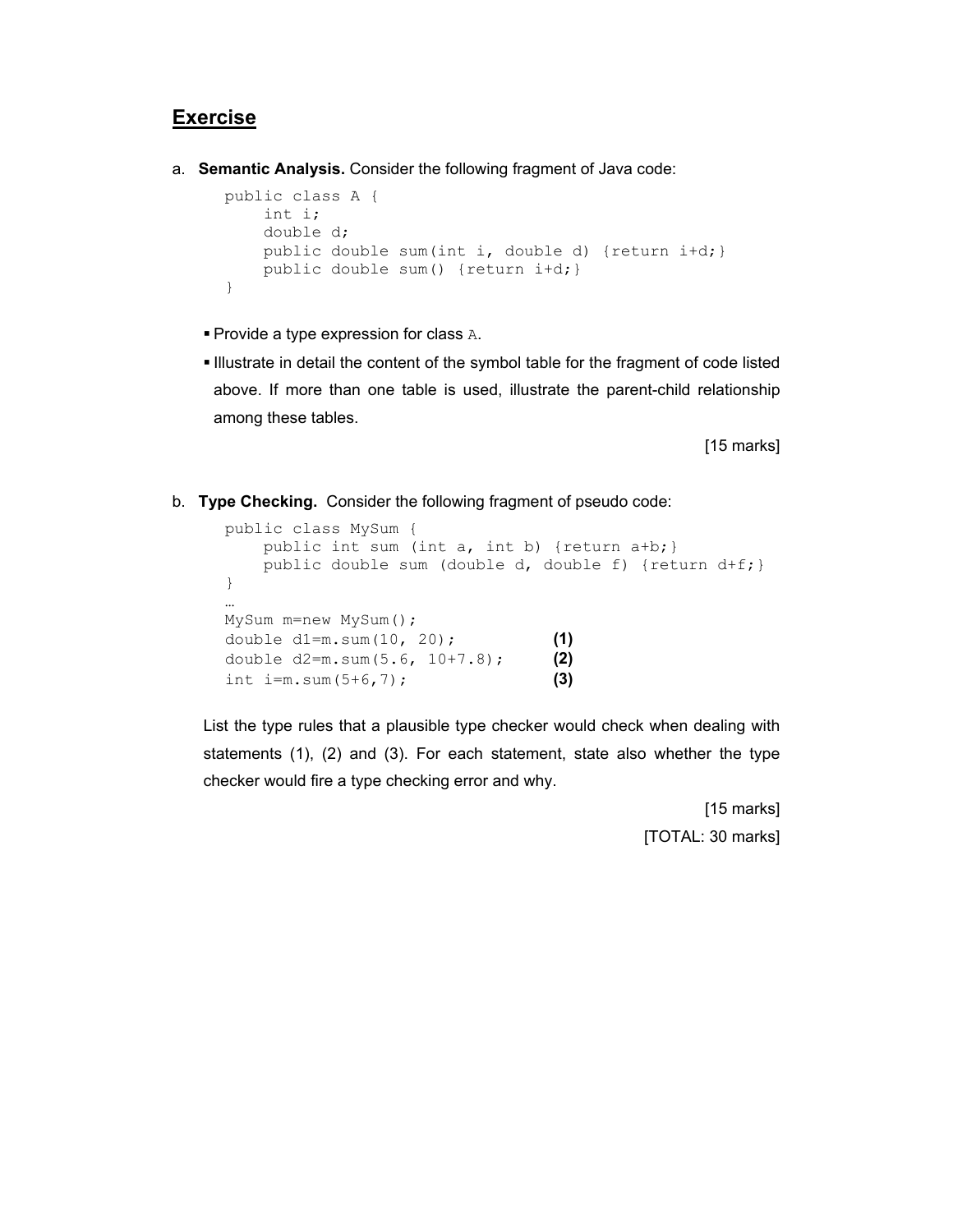## Exercise

a. **Semantic Analysis.** Consider the following fragment of Java code:

```
public class A {
    int i;
    double d;
    public double sum(int i, double d) {return i+d;}
    public double sum() {return i+d;}
}
```

- Provide a type expression for class `A`.
- Illustrate in detail the content of the symbol table for the fragment of code listed above. If more than one table is used, illustrate the parent-child relationship among these tables.

[15 marks]

b. **Type Checking.** Consider the following fragment of pseudo code:

```
public class MySum {
    public int sum (int a, int b) {return a+b;}
    public double sum (double d, double f) {return d+f;}
}
…
MySum m=new MySum();
double d1=m.sum(10, 20);          (1)
double d2=m.sum(5.6, 10+7.8);     (2)
int i=m.sum(5+6,7);               (3)
```

List the type rules that a plausible type checker would check when dealing with statements (1), (2) and (3). For each statement, state also whether the type checker would fire a type checking error and why.

[15 marks]

[TOTAL: 30 marks]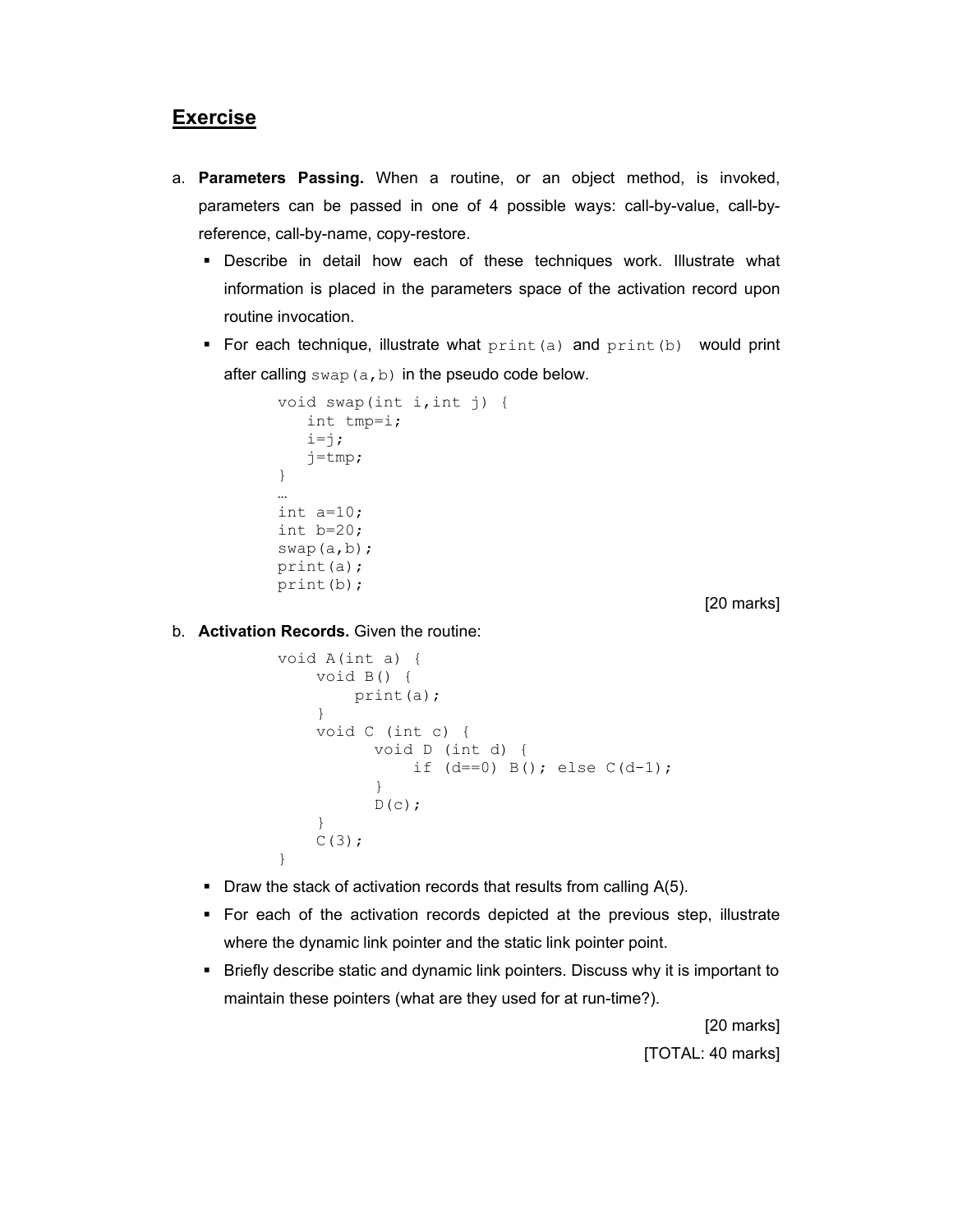## Exercise

a. **Parameters Passing.** When a routine, or an object method, is invoked, parameters can be passed in one of 4 possible ways: call-by-value, call-by-reference, call-by-name, copy-restore.

   - Describe in detail how each of these techniques work. Illustrate what information is placed in the parameters space of the activation record upon routine invocation.
   - For each technique, illustrate what `print(a)` and `print(b)` would print after calling `swap(a,b)` in the pseudo code below.

```
void swap(int i,int j) {
   int tmp=i;
   i=j;
   j=tmp;
}
…
int a=10;
int b=20;
swap(a,b);
print(a);
print(b);
```

[20 marks]

b. **Activation Records.** Given the routine:

```
void A(int a) {
    void B() {
        print(a);
    }
    void C (int c) {
          void D (int d) {
              if (d==0) B(); else C(d-1);
          }
          D(c);
    }
    C(3);
}
```

   - Draw the stack of activation records that results from calling A(5).
   - For each of the activation records depicted at the previous step, illustrate where the dynamic link pointer and the static link pointer point.
   - Briefly describe static and dynamic link pointers. Discuss why it is important to maintain these pointers (what are they used for at run-time?).

[20 marks]

[TOTAL: 40 marks]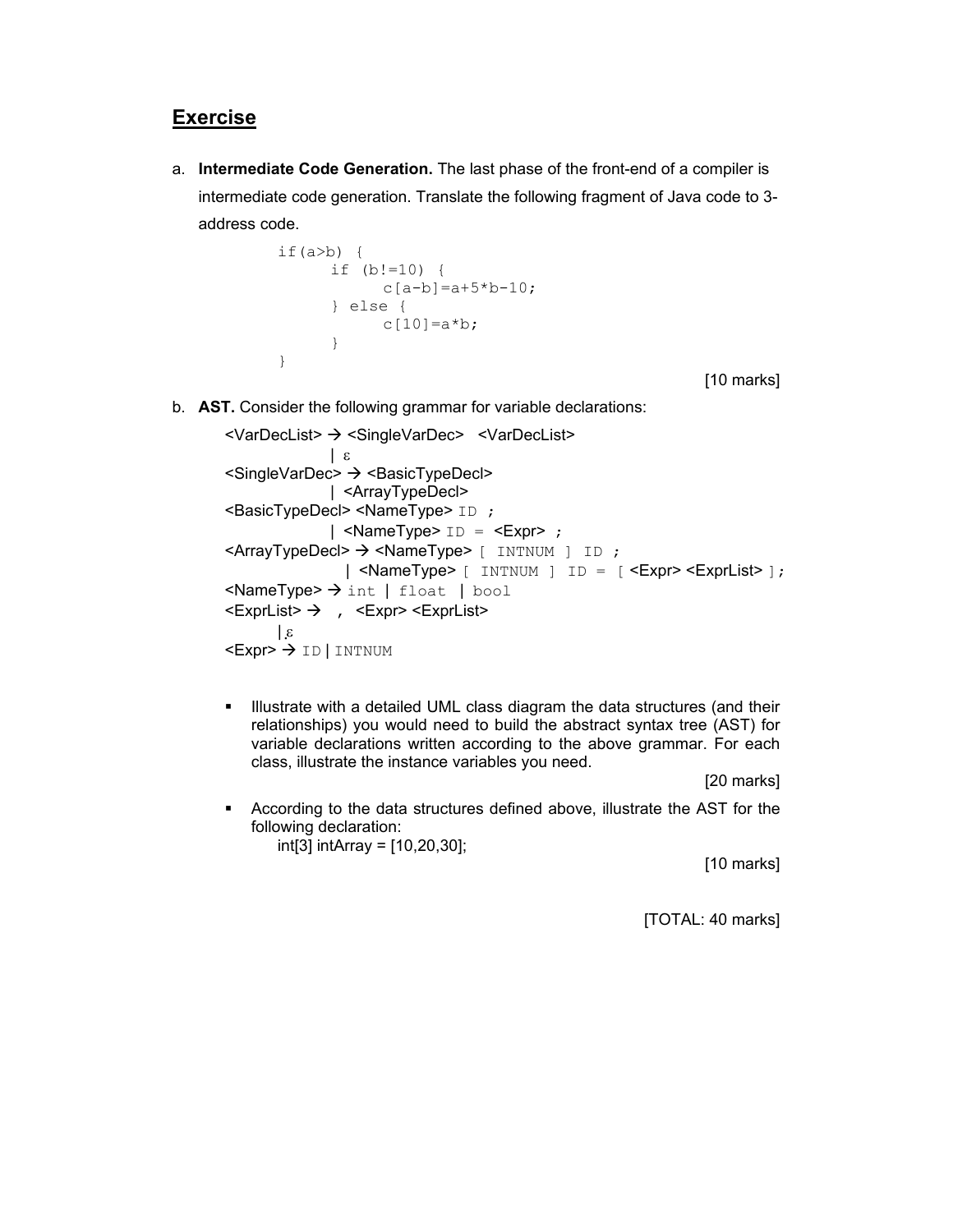## Exercise

a. **Intermediate Code Generation.** The last phase of the front-end of a compiler is intermediate code generation. Translate the following fragment of Java code to 3-address code.

```
if(a>b) {
      if (b!=10) {
            c[a-b]=a+5*b-10;
      } else {
            c[10]=a*b;
      }
}
```

[10 marks]

b. **AST.** Consider the following grammar for variable declarations:

```
<VarDecList> → <SingleVarDec>  <VarDecList>
             | ε
<SingleVarDec> → <BasicTypeDecl>
             | <ArrayTypeDecl>
<BasicTypeDecl> <NameType> ID ;
             | <NameType> ID = <Expr> ;
<ArrayTypeDecl> → <NameType> [ INTNUM ] ID ;
               | <NameType> [ INTNUM ] ID = [ <Expr> <ExprList> ];
<NameType> → int | float | bool
<ExprList> →  , <Expr> <ExprList>
      | ε
<Expr> → ID | INTNUM
```

- Illustrate with a detailed UML class diagram the data structures (and their relationships) you would need to build the abstract syntax tree (AST) for variable declarations written according to the above grammar. For each class, illustrate the instance variables you need.

  [20 marks]

- According to the data structures defined above, illustrate the AST for the following declaration:
  
  int[3] intArray = [10,20,30];

  [10 marks]

[TOTAL: 40 marks]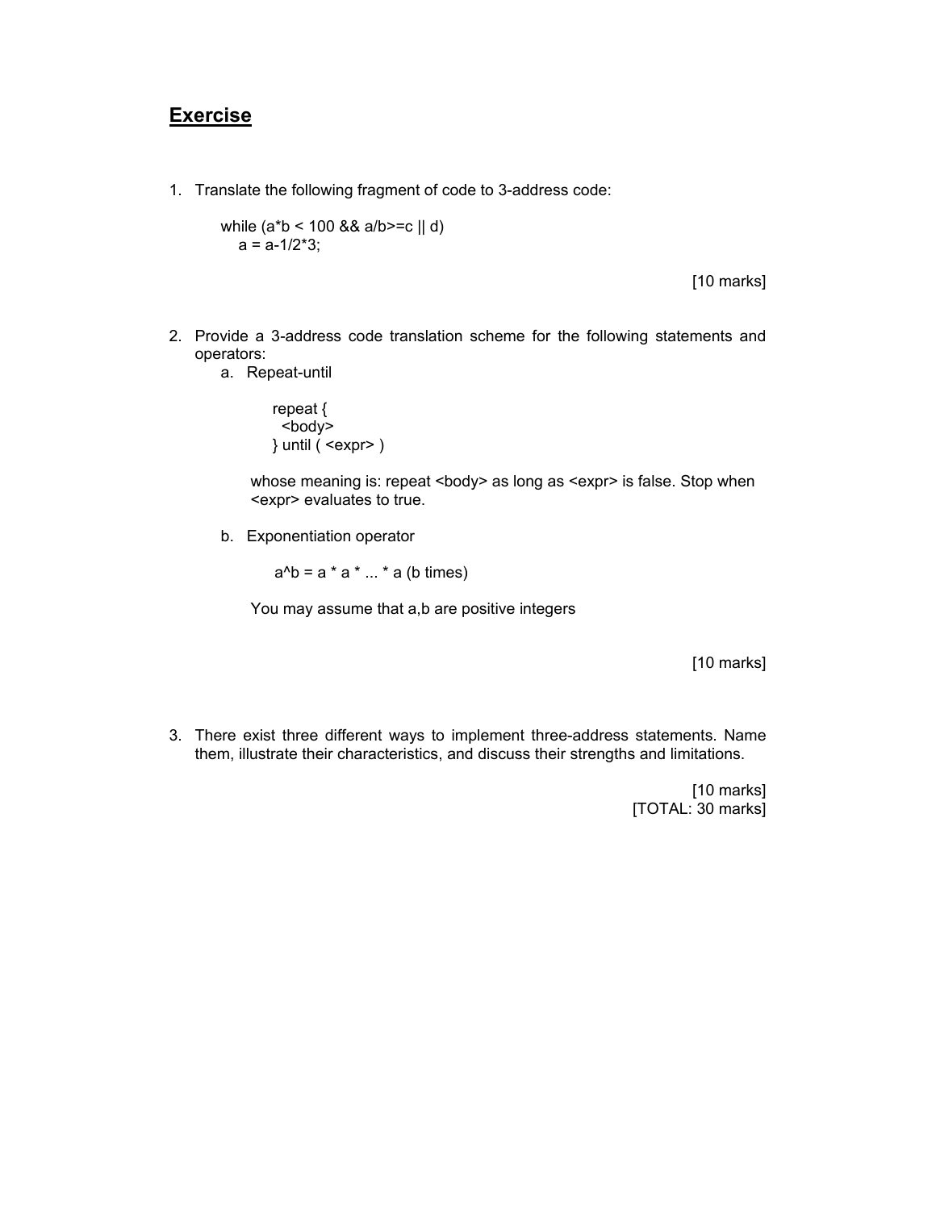# Exercise

1. Translate the following fragment of code to 3-address code:

```
while (a*b < 100 && a/b>=c || d)
   a = a-1/2*3;
```

[10 marks]

2. Provide a 3-address code translation scheme for the following statements and operators:

   a. Repeat-until

   ```
   repeat {
     <body>
   } until ( <expr> )
   ```

   whose meaning is: repeat <body> as long as <expr> is false. Stop when <expr> evaluates to true.

   b. Exponentiation operator

   ```
   a^b = a * a * ... * a (b times)
   ```

   You may assume that a,b are positive integers

[10 marks]

3. There exist three different ways to implement three-address statements. Name them, illustrate their characteristics, and discuss their strengths and limitations.

[10 marks]
[TOTAL: 30 marks]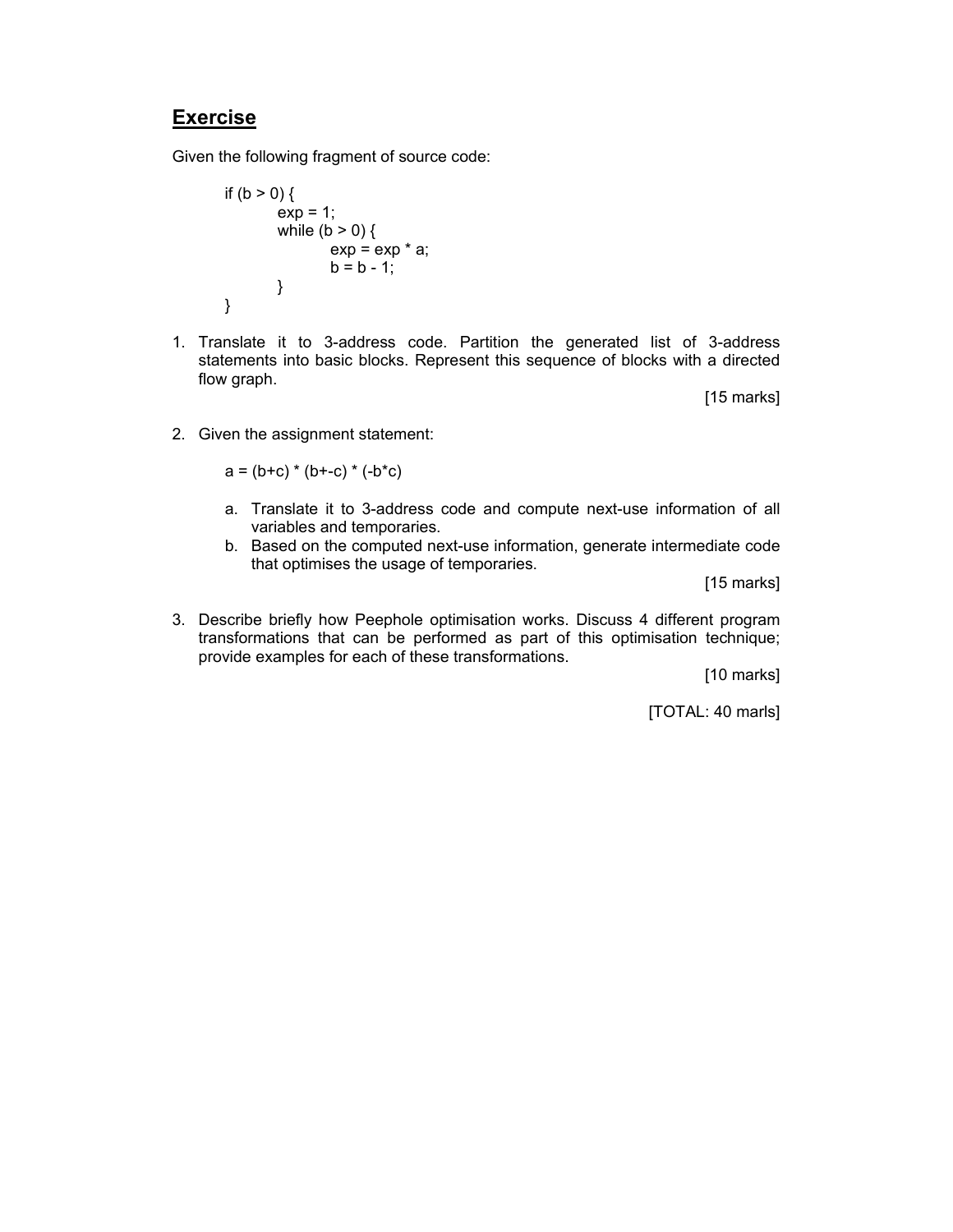## Exercise

Given the following fragment of source code:

```
if (b > 0) {
        exp = 1;
        while (b > 0) {
                exp = exp * a;
                b = b - 1;
        }
}
```

1. Translate it to 3-address code. Partition the generated list of 3-address statements into basic blocks. Represent this sequence of blocks with a directed flow graph.

   [15 marks]

2. Given the assignment statement:

   a = (b+c) * (b+-c) * (-b*c)

   a. Translate it to 3-address code and compute next-use information of all variables and temporaries.
   b. Based on the computed next-use information, generate intermediate code that optimises the usage of temporaries.

   [15 marks]

3. Describe briefly how Peephole optimisation works. Discuss 4 different program transformations that can be performed as part of this optimisation technique; provide examples for each of these transformations.

   [10 marks]

[TOTAL: 40 marls]